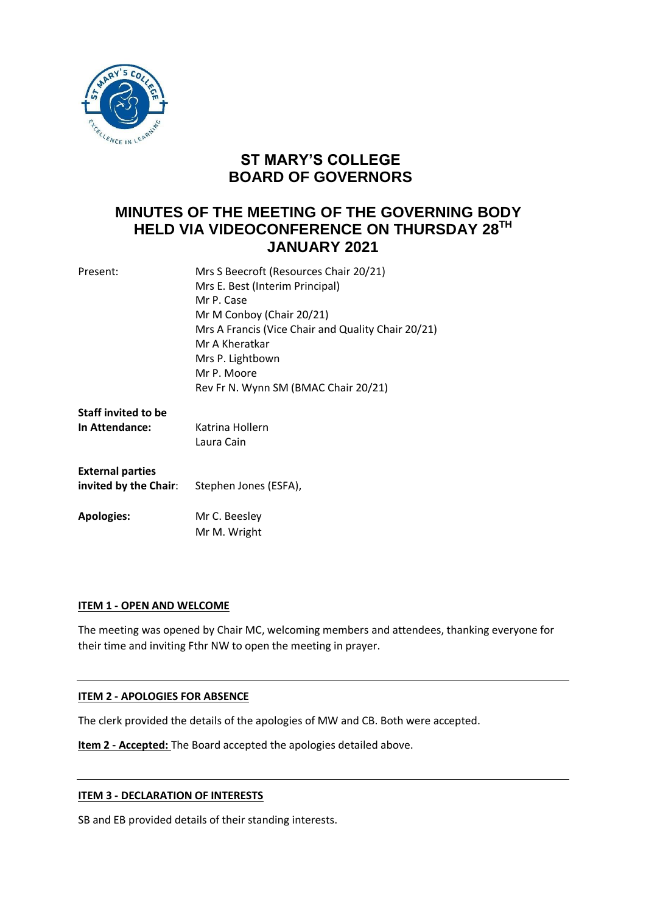# ST MARY'S COLLEGE
# BOARD OF GOVERNORS

## MINUTES OF THE MEETING OF THE GOVERNING BODY HELD VIA VIDEOCONFERENCE ON THURSDAY 28TH JANUARY 2021

| | |
|---|---|
| Present: | Mrs S Beecroft (Resources Chair 20/21) |
| | Mrs E. Best (Interim Principal) |
| | Mr P. Case |
| | Mr M Conboy (Chair 20/21) |
| | Mrs A Francis (Vice Chair and Quality Chair 20/21) |
| | Mr A Kheratkar |
| | Mrs P. Lightbown |
| | Mr P. Moore |
| | Rev Fr N. Wynn SM (BMAC Chair 20/21) |
| **Staff invited to be In Attendance:** | Katrina Hollern |
| | Laura Cain |
| **External parties invited by the Chair**: | Stephen Jones (ESFA), |
| **Apologies:** | Mr C. Beesley |
| | Mr M. Wright |

**ITEM 1 - OPEN AND WELCOME**

The meeting was opened by Chair MC, welcoming members and attendees, thanking everyone for their time and inviting Fthr NW to open the meeting in prayer.

---

**ITEM 2 - APOLOGIES FOR ABSENCE**

The clerk provided the details of the apologies of MW and CB. Both were accepted.

**Item 2 - Accepted:** The Board accepted the apologies detailed above.

---

**ITEM 3 - DECLARATION OF INTERESTS**

SB and EB provided details of their standing interests.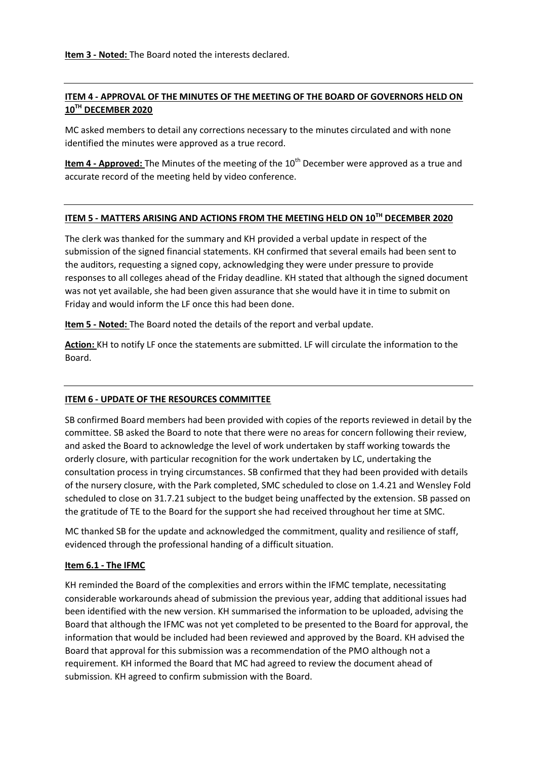**Item 3 - Noted:** The Board noted the interests declared.

---

## ITEM 4 - APPROVAL OF THE MINUTES OF THE MEETING OF THE BOARD OF GOVERNORS HELD ON 10TH DECEMBER 2020

MC asked members to detail any corrections necessary to the minutes circulated and with none identified the minutes were approved as a true record.

**Item 4 - Approved:** The Minutes of the meeting of the 10th December were approved as a true and accurate record of the meeting held by video conference.

---

## ITEM 5 - MATTERS ARISING AND ACTIONS FROM THE MEETING HELD ON 10TH DECEMBER 2020

The clerk was thanked for the summary and KH provided a verbal update in respect of the submission of the signed financial statements. KH confirmed that several emails had been sent to the auditors, requesting a signed copy, acknowledging they were under pressure to provide responses to all colleges ahead of the Friday deadline. KH stated that although the signed document was not yet available, she had been given assurance that she would have it in time to submit on Friday and would inform the LF once this had been done.

**Item 5 - Noted:** The Board noted the details of the report and verbal update.

**Action:** KH to notify LF once the statements are submitted. LF will circulate the information to the Board.

---

## ITEM 6 - UPDATE OF THE RESOURCES COMMITTEE

SB confirmed Board members had been provided with copies of the reports reviewed in detail by the committee. SB asked the Board to note that there were no areas for concern following their review, and asked the Board to acknowledge the level of work undertaken by staff working towards the orderly closure, with particular recognition for the work undertaken by LC, undertaking the consultation process in trying circumstances. SB confirmed that they had been provided with details of the nursery closure, with the Park completed, SMC scheduled to close on 1.4.21 and Wensley Fold scheduled to close on 31.7.21 subject to the budget being unaffected by the extension. SB passed on the gratitude of TE to the Board for the support she had received throughout her time at SMC.

MC thanked SB for the update and acknowledged the commitment, quality and resilience of staff, evidenced through the professional handing of a difficult situation.

### Item 6.1 - The IFMC

KH reminded the Board of the complexities and errors within the IFMC template, necessitating considerable workarounds ahead of submission the previous year, adding that additional issues had been identified with the new version. KH summarised the information to be uploaded, advising the Board that although the IFMC was not yet completed to be presented to the Board for approval, the information that would be included had been reviewed and approved by the Board. KH advised the Board that approval for this submission was a recommendation of the PMO although not a requirement. KH informed the Board that MC had agreed to review the document ahead of submission. KH agreed to confirm submission with the Board.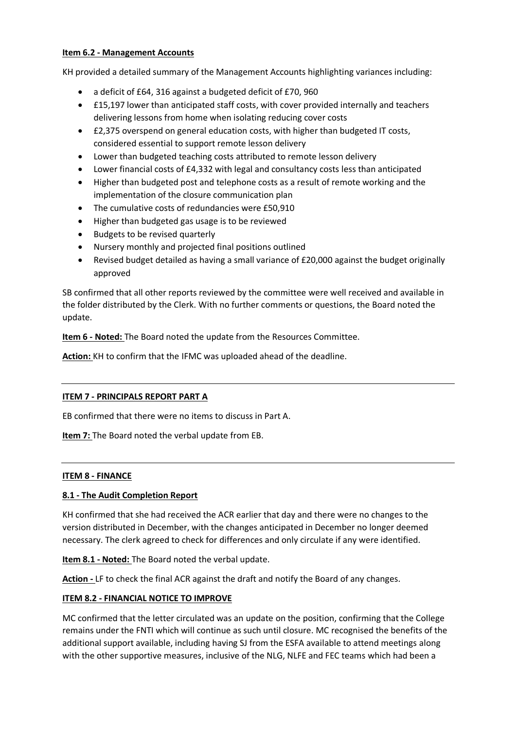**Item 6.2 - Management Accounts**

KH provided a detailed summary of the Management Accounts highlighting variances including:

- a deficit of £64, 316 against a budgeted deficit of £70, 960
- £15,197 lower than anticipated staff costs, with cover provided internally and teachers delivering lessons from home when isolating reducing cover costs
- £2,375 overspend on general education costs, with higher than budgeted IT costs, considered essential to support remote lesson delivery
- Lower than budgeted teaching costs attributed to remote lesson delivery
- Lower financial costs of £4,332 with legal and consultancy costs less than anticipated
- Higher than budgeted post and telephone costs as a result of remote working and the implementation of the closure communication plan
- The cumulative costs of redundancies were £50,910
- Higher than budgeted gas usage is to be reviewed
- Budgets to be revised quarterly
- Nursery monthly and projected final positions outlined
- Revised budget detailed as having a small variance of £20,000 against the budget originally approved

SB confirmed that all other reports reviewed by the committee were well received and available in the folder distributed by the Clerk. With no further comments or questions, the Board noted the update.

**Item 6 - Noted:** The Board noted the update from the Resources Committee.

**Action:** KH to confirm that the IFMC was uploaded ahead of the deadline.

---

**ITEM 7 - PRINCIPALS REPORT PART A**

EB confirmed that there were no items to discuss in Part A.

**Item 7:** The Board noted the verbal update from EB.

---

**ITEM 8 - FINANCE**

**8.1 - The Audit Completion Report**

KH confirmed that she had received the ACR earlier that day and there were no changes to the version distributed in December, with the changes anticipated in December no longer deemed necessary. The clerk agreed to check for differences and only circulate if any were identified.

**Item 8.1 - Noted:** The Board noted the verbal update.

**Action -** LF to check the final ACR against the draft and notify the Board of any changes.

**ITEM 8.2 - FINANCIAL NOTICE TO IMPROVE**

MC confirmed that the letter circulated was an update on the position, confirming that the College remains under the FNTI which will continue as such until closure. MC recognised the benefits of the additional support available, including having SJ from the ESFA available to attend meetings along with the other supportive measures, inclusive of the NLG, NLFE and FEC teams which had been a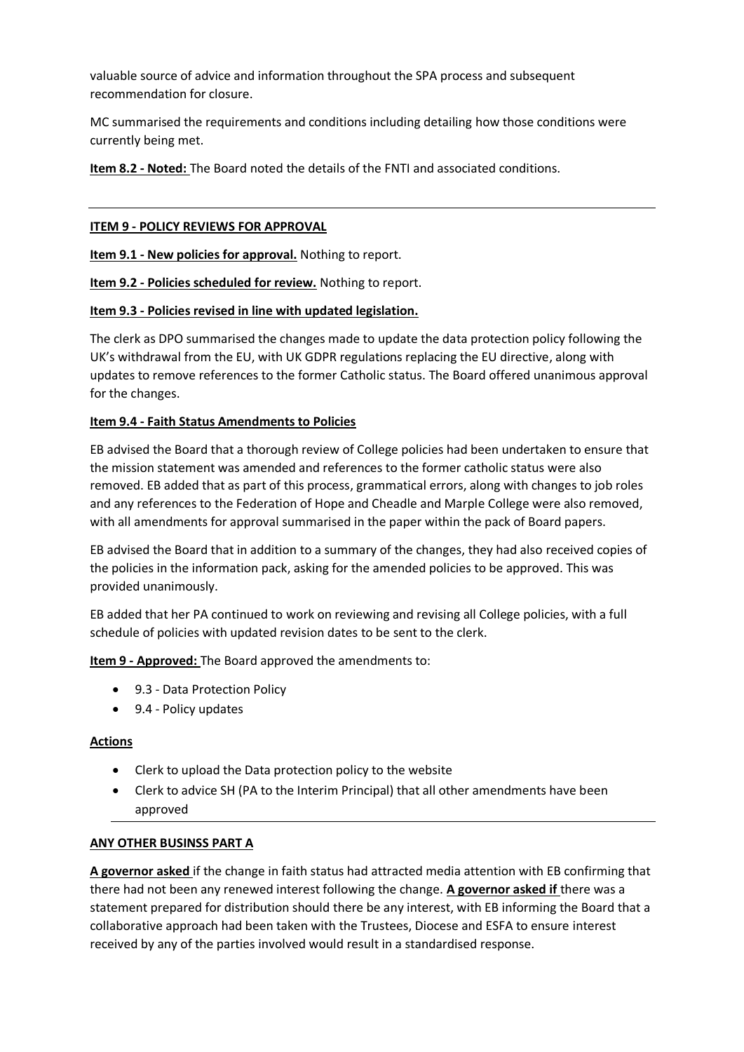valuable source of advice and information throughout the SPA process and subsequent recommendation for closure.

MC summarised the requirements and conditions including detailing how those conditions were currently being met.

**Item 8.2 - Noted:** The Board noted the details of the FNTI and associated conditions.

---

**ITEM 9 - POLICY REVIEWS FOR APPROVAL**

**Item 9.1 - New policies for approval.** Nothing to report.

**Item 9.2 - Policies scheduled for review.** Nothing to report.

**Item 9.3 - Policies revised in line with updated legislation.**

The clerk as DPO summarised the changes made to update the data protection policy following the UK's withdrawal from the EU, with UK GDPR regulations replacing the EU directive, along with updates to remove references to the former Catholic status. The Board offered unanimous approval for the changes.

**Item 9.4 - Faith Status Amendments to Policies**

EB advised the Board that a thorough review of College policies had been undertaken to ensure that the mission statement was amended and references to the former catholic status were also removed. EB added that as part of this process, grammatical errors, along with changes to job roles and any references to the Federation of Hope and Cheadle and Marple College were also removed, with all amendments for approval summarised in the paper within the pack of Board papers.

EB advised the Board that in addition to a summary of the changes, they had also received copies of the policies in the information pack, asking for the amended policies to be approved. This was provided unanimously.

EB added that her PA continued to work on reviewing and revising all College policies, with a full schedule of policies with updated revision dates to be sent to the clerk.

**Item 9 - Approved:** The Board approved the amendments to:

- 9.3 - Data Protection Policy
- 9.4 - Policy updates

**Actions**

- Clerk to upload the Data protection policy to the website
- Clerk to advice SH (PA to the Interim Principal) that all other amendments have been approved

---

**ANY OTHER BUSINSS PART A**

**A governor asked** if the change in faith status had attracted media attention with EB confirming that there had not been any renewed interest following the change. **A governor asked if** there was a statement prepared for distribution should there be any interest, with EB informing the Board that a collaborative approach had been taken with the Trustees, Diocese and ESFA to ensure interest received by any of the parties involved would result in a standardised response.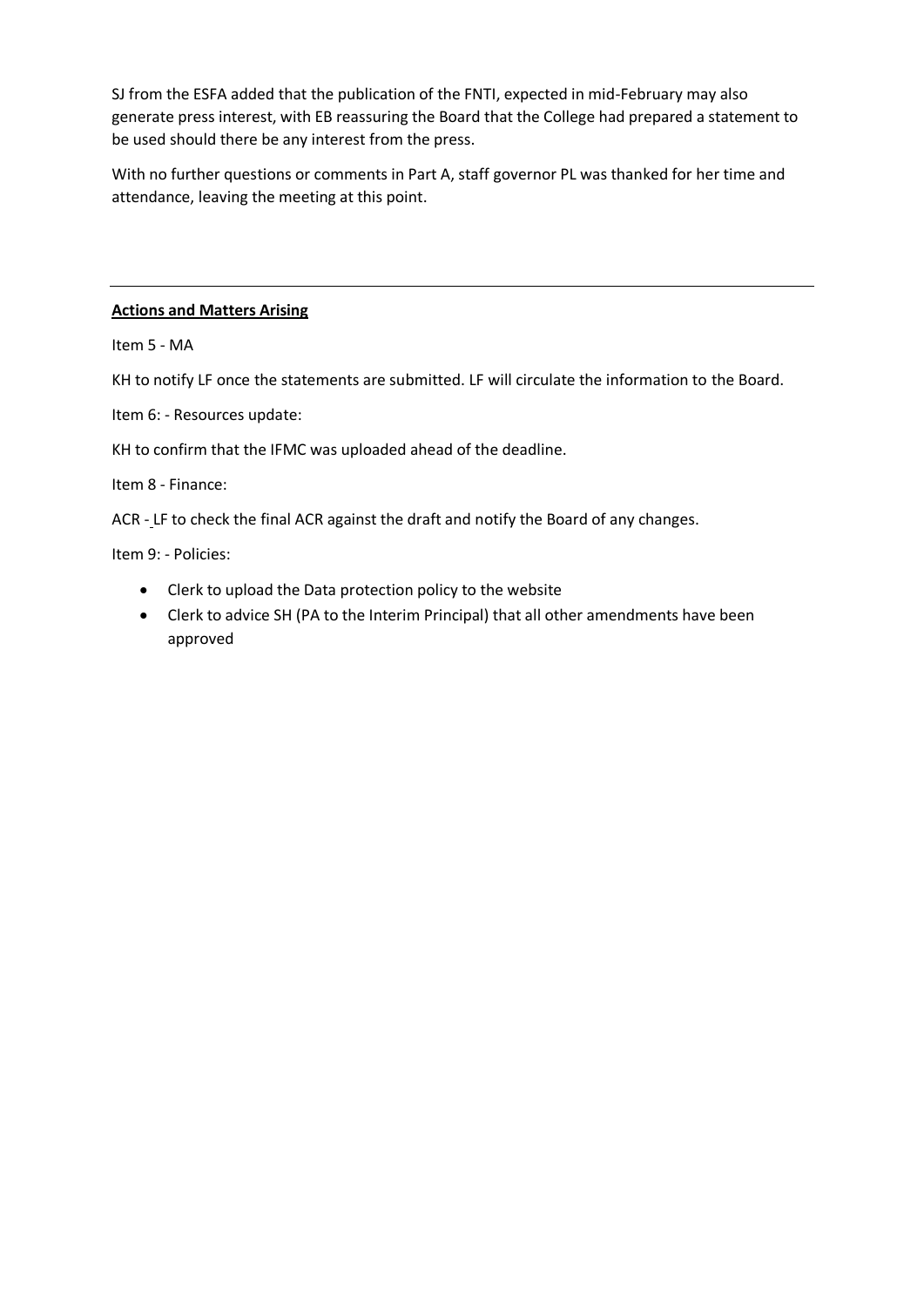SJ from the ESFA added that the publication of the FNTI, expected in mid-February may also generate press interest, with EB reassuring the Board that the College had prepared a statement to be used should there be any interest from the press.

With no further questions or comments in Part A, staff governor PL was thanked for her time and attendance, leaving the meeting at this point.

---

**Actions and Matters Arising**

Item 5 - MA

KH to notify LF once the statements are submitted. LF will circulate the information to the Board.

Item 6: - Resources update:

KH to confirm that the IFMC was uploaded ahead of the deadline.

Item 8 - Finance:

ACR - LF to check the final ACR against the draft and notify the Board of any changes.

Item 9: - Policies:

- Clerk to upload the Data protection policy to the website
- Clerk to advice SH (PA to the Interim Principal) that all other amendments have been approved